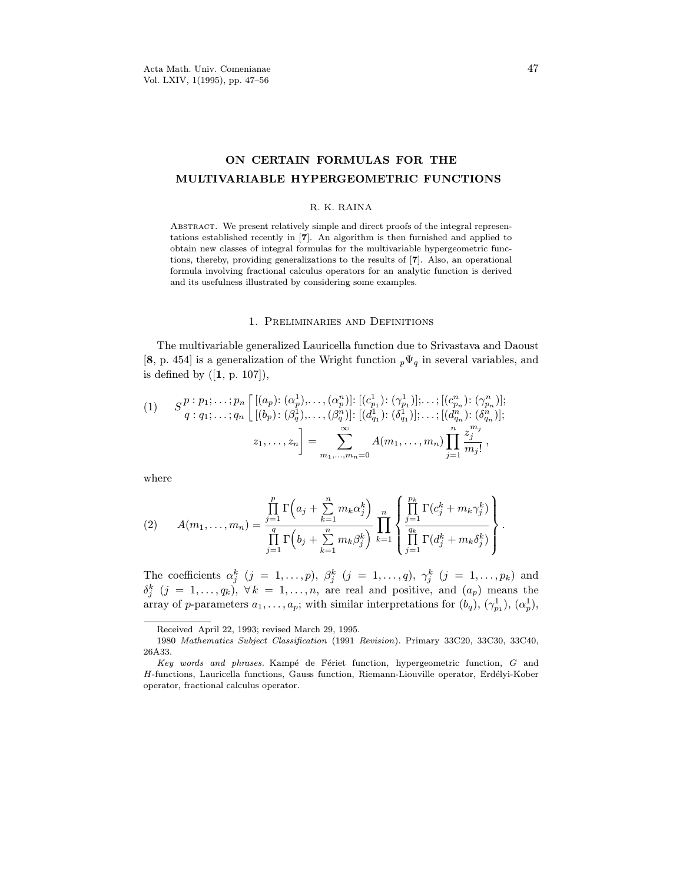# ON CERTAIN FORMULAS FOR THE MULTIVARIABLE HYPERGEOMETRIC FUNCTIONS

R. K. RAINA

Abstract. We present relatively simple and direct proofs of the integral representations established recently in [**7**]. An algorithm is then furnished and applied to obtain new classes of integral formulas for the multivariable hypergeometric functions, thereby, providing generalizations to the results of [**7**]. Also, an operational formula involving fractional calculus operators for an analytic function is derived and its usefulness illustrated by considering some examples.

## 1. Preliminaries and Definitions

The multivariable generalized Lauricella function due to Srivastava and Daoust [**8**, p. 454] is a generalization of the Wright function ${}_p\Psi_q$ in several variables, and is defined by ([**1**, p. 107]),

$$S^{p:p_1;\dots;p_n}_{q:q_1;\dots;q_n}\left[\begin{matrix}[(a_p)\colon(\alpha^1_p),\dots,(\alpha^n_p)]\colon[(c^1_{p_1})\colon(\gamma^1_{p_1})];\dots;[(c^n_{p_n})\colon(\gamma^n_{p_n})];\\ [(b_p)\colon(\beta^1_q),\dots,(\beta^n_q)]\colon[(d^1_{q_1})\colon(\delta^1_{q_1})];\dots;[(d^n_{q_n})\colon(\delta^n_{q_n})];\end{matrix}\right.$$
$$\left. z_1,\dots,z_n\right] = \sum_{m_1,\dots,m_n=0}^{\infty} A(m_1,\dots,m_n)\prod_{j=1}^{n}\frac{z_j^{m_j}}{m_j!}\,, \tag{1}$$

where

$$A(m_1,\dots,m_n) = \frac{\prod\limits_{j=1}^{p}\Gamma\Big(a_j+\sum\limits_{k=1}^{n} m_k\alpha^k_j\Big)}{\prod\limits_{j=1}^{q}\Gamma\Big(b_j+\sum\limits_{k=1}^{n} m_k\beta^k_j\Big)}\prod_{k=1}^{n}\left\{\frac{\prod\limits_{j=1}^{p_k}\Gamma(c^k_j+m_k\gamma^k_j)}{\prod\limits_{j=1}^{q_k}\Gamma(d^k_j+m_k\delta^k_j)}\right\}. \tag{2}$$

The coefficients $\alpha^k_j$ $(j=1,\dots,p)$, $\beta^k_j$ $(j=1,\dots,q)$, $\gamma^k_j$ $(j=1,\dots,p_k)$ and $\delta^k_j$ $(j=1,\dots,q_k)$, $\forall\, k=1,\dots,n$, are real and positive, and $(a_p)$ means the array of $p$-parameters $a_1,\dots,a_p$; with similar interpretations for $(b_q)$, $(\gamma^1_{p_1})$, $(\alpha^1_p)$,

---

Received April 22, 1993; revised March 29, 1995.

1980 *Mathematics Subject Classification* (1991 *Revision*). Primary 33C20, 33C30, 33C40, 26A33.

*Key words and phrases.* Kampé de Fériet function, hypergeometric function, $G$ and $H$-functions, Lauricella functions, Gauss function, Riemann-Liouville operator, Erdélyi-Kober operator, fractional calculus operator.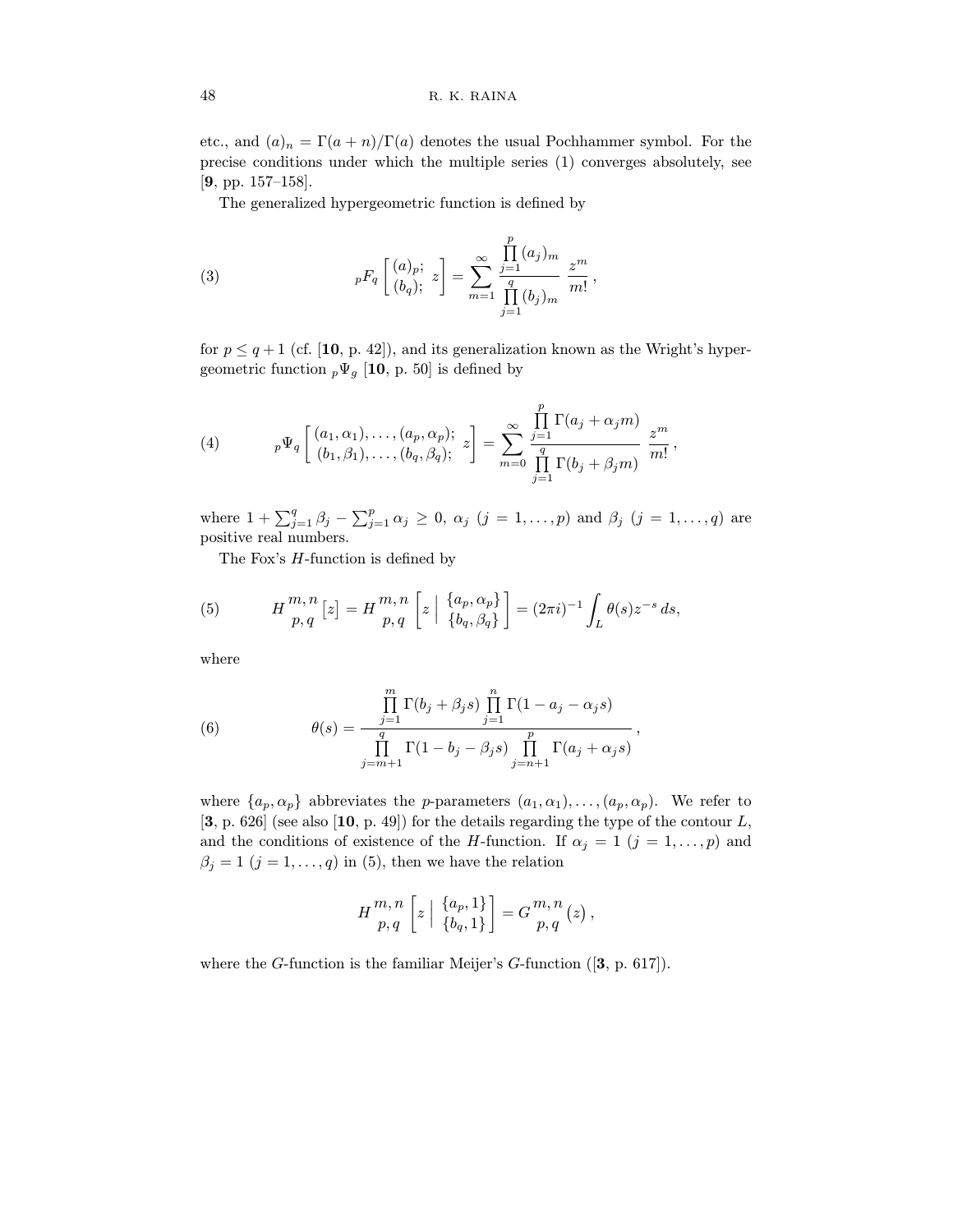etc., and $(a)_n = \Gamma(a+n)/\Gamma(a)$ denotes the usual Pochhammer symbol. For the precise conditions under which the multiple series (1) converges absolutely, see [**9**, pp. 157–158].

The generalized hypergeometric function is defined by

$$
{}_pF_q\left[\begin{matrix}(a)_p;\\(b_q);\end{matrix}\; z\right] = \sum_{m=1}^{\infty} \frac{\prod\limits_{j=1}^{p}(a_j)_m}{\prod\limits_{j=1}^{q}(b_j)_m}\, \frac{z^m}{m!}\,, \tag{3}
$$

for $p \leq q+1$ (cf. [**10**, p. 42]), and its generalization known as the Wright's hypergeometric function ${}_p\Psi_g$ [**10**, p. 50] is defined by

$$
{}_p\Psi_q\left[\begin{matrix}(a_1,\alpha_1),\ldots,(a_p,\alpha_p);\\(b_1,\beta_1),\ldots,(b_q,\beta_q);\end{matrix}\; z\right] = \sum_{m=0}^{\infty} \frac{\prod\limits_{j=1}^{p}\Gamma(a_j+\alpha_j m)}{\prod\limits_{j=1}^{q}\Gamma(b_j+\beta_j m)}\, \frac{z^m}{m!}\,, \tag{4}
$$

where $1+\sum_{j=1}^{q}\beta_j - \sum_{j=1}^{p}\alpha_j \geq 0$, $\alpha_j$ $(j=1,\ldots,p)$ and $\beta_j$ $(j=1,\ldots,q)$ are positive real numbers.

The Fox's $H$-function is defined by

$$
H\,{}^{m,n}_{p,q}\big[z\big] = H\,{}^{m,n}_{p,q}\left[z\,\Big|\, \begin{matrix}\{a_p,\alpha_p\}\\\{b_q,\beta_q\}\end{matrix}\right] = (2\pi i)^{-1}\int_L \theta(s) z^{-s}\,ds, \tag{5}
$$

where

$$
\theta(s) = \frac{\prod\limits_{j=1}^{m}\Gamma(b_j+\beta_j s)\prod\limits_{j=1}^{n}\Gamma(1-a_j-\alpha_j s)}{\prod\limits_{j=m+1}^{q}\Gamma(1-b_j-\beta_j s)\prod\limits_{j=n+1}^{p}\Gamma(a_j+\alpha_j s)}\,, \tag{6}
$$

where $\{a_p,\alpha_p\}$ abbreviates the $p$-parameters $(a_1,\alpha_1),\ldots,(a_p,\alpha_p)$. We refer to [**3**, p. 626] (see also [**10**, p. 49]) for the details regarding the type of the contour $L$, and the conditions of existence of the $H$-function. If $\alpha_j = 1$ $(j=1,\ldots,p)$ and $\beta_j = 1$ $(j=1,\ldots,q)$ in (5), then we have the relation

$$
H\,{}^{m,n}_{p,q}\left[z\,\Big|\, \begin{matrix}\{a_p,1\}\\\{b_q,1\}\end{matrix}\right] = G\,{}^{m,n}_{p,q}\big(z\big)\,,
$$

where the $G$-function is the familiar Meijer's $G$-function ([**3**, p. 617]).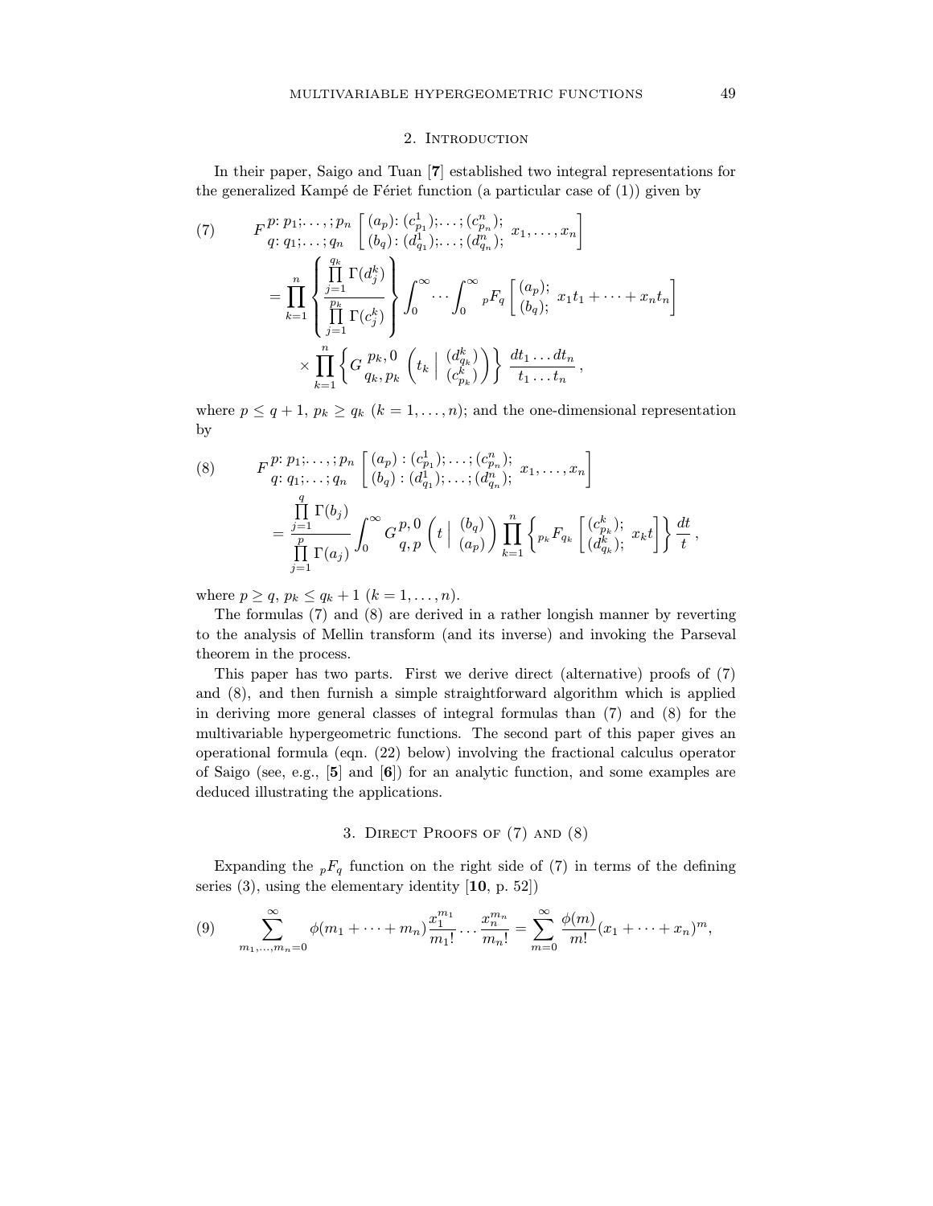## 2. Introduction

In their paper, Saigo and Tuan [**7**] established two integral representations for the generalized Kampé de Fériet function (a particular case of (1)) given by

$$
\begin{aligned}
(7)\qquad & F^{p:\,p_1;\ldots;\,p_n}_{q:\,q_1;\ldots;\,q_n}\left[\begin{matrix}(a_p)\colon (c^1_{p_1});\ldots;(c^n_{p_n});\\ (b_q)\colon (d^1_{q_1});\ldots;(d^n_{q_n});\end{matrix}\; x_1,\ldots,x_n\right] \\
&= \prod_{k=1}^{n}\left\{\frac{\prod\limits_{j=1}^{q_k}\Gamma(d^k_j)}{\prod\limits_{j=1}^{p_k}\Gamma(c^k_j)}\right\}\int_0^\infty\cdots\int_0^\infty {}_pF_q\left[\begin{matrix}(a_p);\\(b_q);\end{matrix}\; x_1t_1+\cdots+x_nt_n\right] \\
&\qquad\times\prod_{k=1}^{n}\left\{G^{\,p_k,\,0}_{\,q_k,\,p_k}\left(t_k\,\middle|\,\begin{matrix}(d^k_{q_k})\\(c^k_{p_k})\end{matrix}\right)\right\}\frac{dt_1\ldots dt_n}{t_1\ldots t_n}\,,
\end{aligned}
$$

where $p\le q+1$, $p_k\ge q_k$ $(k=1,\ldots,n)$; and the one-dimensional representation by

$$
\begin{aligned}
(8)\qquad & F^{p:\,p_1;\ldots;\,p_n}_{q:\,q_1;\ldots;\,q_n}\left[\begin{matrix}(a_p) : (c^1_{p_1});\ldots;(c^n_{p_n});\\ (b_q) : (d^1_{q_1});\ldots;(d^n_{q_n});\end{matrix}\; x_1,\ldots,x_n\right] \\
&= \frac{\prod\limits_{j=1}^{q}\Gamma(b_j)}{\prod\limits_{j=1}^{p}\Gamma(a_j)}\int_0^\infty G^{\,p,\,0}_{\,q,\,p}\left(t\,\middle|\,\begin{matrix}(b_q)\\(a_p)\end{matrix}\right)\prod_{k=1}^{n}\left\{{}_{p_k}F_{q_k}\left[\begin{matrix}(c^k_{p_k});\\(d^k_{q_k});\end{matrix}\; x_kt\right]\right\}\frac{dt}{t}\,,
\end{aligned}
$$

where $p\ge q$, $p_k\le q_k+1$ $(k=1,\ldots,n)$.

The formulas (7) and (8) are derived in a rather longish manner by reverting to the analysis of Mellin transform (and its inverse) and invoking the Parseval theorem in the process.

This paper has two parts. First we derive direct (alternative) proofs of (7) and (8), and then furnish a simple straightforward algorithm which is applied in deriving more general classes of integral formulas than (7) and (8) for the multivariable hypergeometric functions. The second part of this paper gives an operational formula (eqn. (22) below) involving the fractional calculus operator of Saigo (see, e.g., [**5**] and [**6**]) for an analytic function, and some examples are deduced illustrating the applications.

## 3. Direct Proofs of (7) and (8)

Expanding the ${}_pF_q$ function on the right side of (7) in terms of the defining series (3), using the elementary identity [**10**, p. 52])

$$
(9)\qquad \sum_{m_1,\ldots,m_n=0}^{\infty}\phi(m_1+\cdots+m_n)\frac{x_1^{m_1}}{m_1!}\cdots\frac{x_n^{m_n}}{m_n!}=\sum_{m=0}^{\infty}\frac{\phi(m)}{m!}(x_1+\cdots+x_n)^m,
$$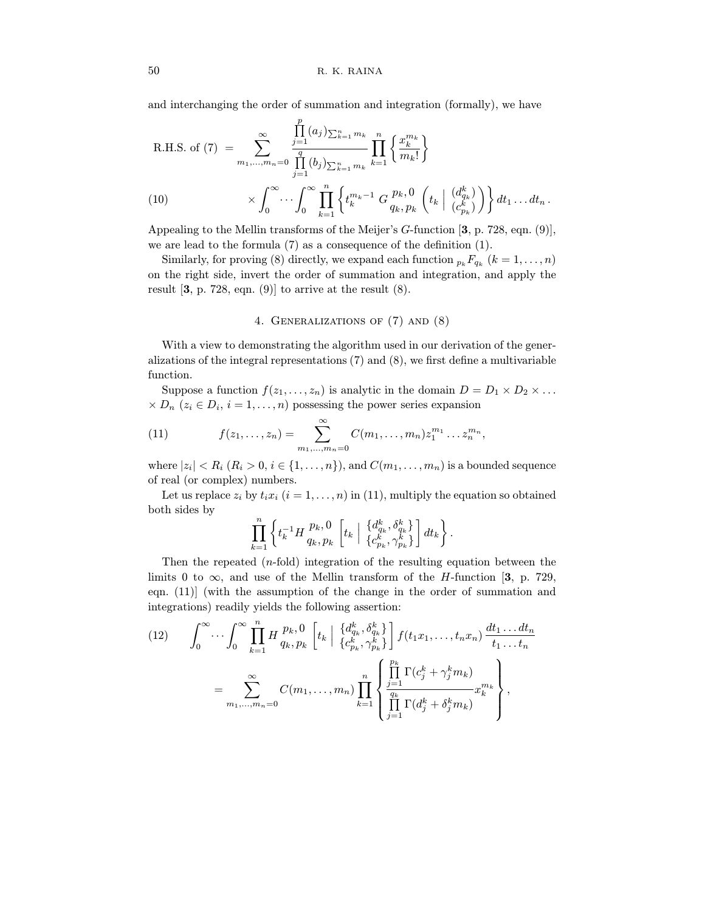and interchanging the order of summation and integration (formally), we have

$$
\text{R.H.S. of (7)} \;=\; \sum_{m_1,\ldots,m_n=0}^{\infty} \frac{\prod_{j=1}^{p}(a_j)_{\sum_{k=1}^{n} m_k}}{\prod_{j=1}^{q}(b_j)_{\sum_{k=1}^{n} m_k}} \prod_{k=1}^{n}\left\{\frac{x_k^{m_k}}{m_k!}\right\}
$$

$$
\times \int_0^\infty \cdots \int_0^\infty \prod_{k=1}^{n}\left\{ t_k^{m_k-1}\, G\,{}^{p_k,0}_{q_k,p_k}\left( t_k \,\middle|\, \begin{matrix} (d^k_{q_k}) \\ (c^k_{p_k}) \end{matrix} \right)\right\} dt_1 \ldots dt_n . \tag{10}
$$

Appealing to the Mellin transforms of the Meijer's $G$-function [**3**, p. 728, eqn. (9)], we are lead to the formula (7) as a consequence of the definition (1).

Similarly, for proving (8) directly, we expand each function ${}_{p_k}F_{q_k}$ $(k = 1, \ldots, n)$ on the right side, invert the order of summation and integration, and apply the result [**3**, p. 728, eqn. (9)] to arrive at the result (8).

## 4. Generalizations of (7) and (8)

With a view to demonstrating the algorithm used in our derivation of the generalizations of the integral representations (7) and (8), we first define a multivariable function.

Suppose a function $f(z_1, \ldots, z_n)$ is analytic in the domain $D = D_1 \times D_2 \times \ldots \times D_n$ $(z_i \in D_i,\ i = 1, \ldots, n)$ possessing the power series expansion

$$
f(z_1, \ldots, z_n) = \sum_{m_1,\ldots,m_n=0}^{\infty} C(m_1, \ldots, m_n) z_1^{m_1} \ldots z_n^{m_n}, \tag{11}
$$

where $|z_i| < R_i$ $(R_i > 0,\ i \in \{1, \ldots, n\})$, and $C(m_1, \ldots, m_n)$ is a bounded sequence of real (or complex) numbers.

Let us replace $z_i$ by $t_i x_i$ $(i = 1, \ldots, n)$ in (11), multiply the equation so obtained both sides by

$$
\prod_{k=1}^{n}\left\{ t_k^{-1} H\,{}^{p_k,0}_{q_k,p_k}\left[ t_k \,\middle|\, \begin{matrix} \{d^k_{q_k}, \delta^k_{q_k}\} \\ \{c^k_{p_k}, \gamma^k_{p_k}\} \end{matrix} \right] dt_k \right\}.
$$

Then the repeated ($n$-fold) integration of the resulting equation between the limits 0 to $\infty$, and use of the Mellin transform of the $H$-function [**3**, p. 729, eqn. (11)] (with the assumption of the change in the order of summation and integrations) readily yields the following assertion:

$$
\int_0^\infty \cdots \int_0^\infty \prod_{k=1}^{n} H\,{}^{p_k,0}_{q_k,p_k}\left[ t_k \,\middle|\, \begin{matrix} \{d^k_{q_k}, \delta^k_{q_k}\} \\ \{c^k_{p_k}, \gamma^k_{p_k}\} \end{matrix} \right] f(t_1 x_1, \ldots, t_n x_n) \frac{dt_1 \ldots dt_n}{t_1 \ldots t_n}
$$

$$
= \sum_{m_1,\ldots,m_n=0}^{\infty} C(m_1, \ldots, m_n) \prod_{k=1}^{n}\left\{ \frac{\prod_{j=1}^{p_k}\Gamma(c^k_j + \gamma^k_j m_k)}{\prod_{j=1}^{q_k}\Gamma(d^k_j + \delta^k_j m_k)} x_k^{m_k} \right\}, \tag{12}
$$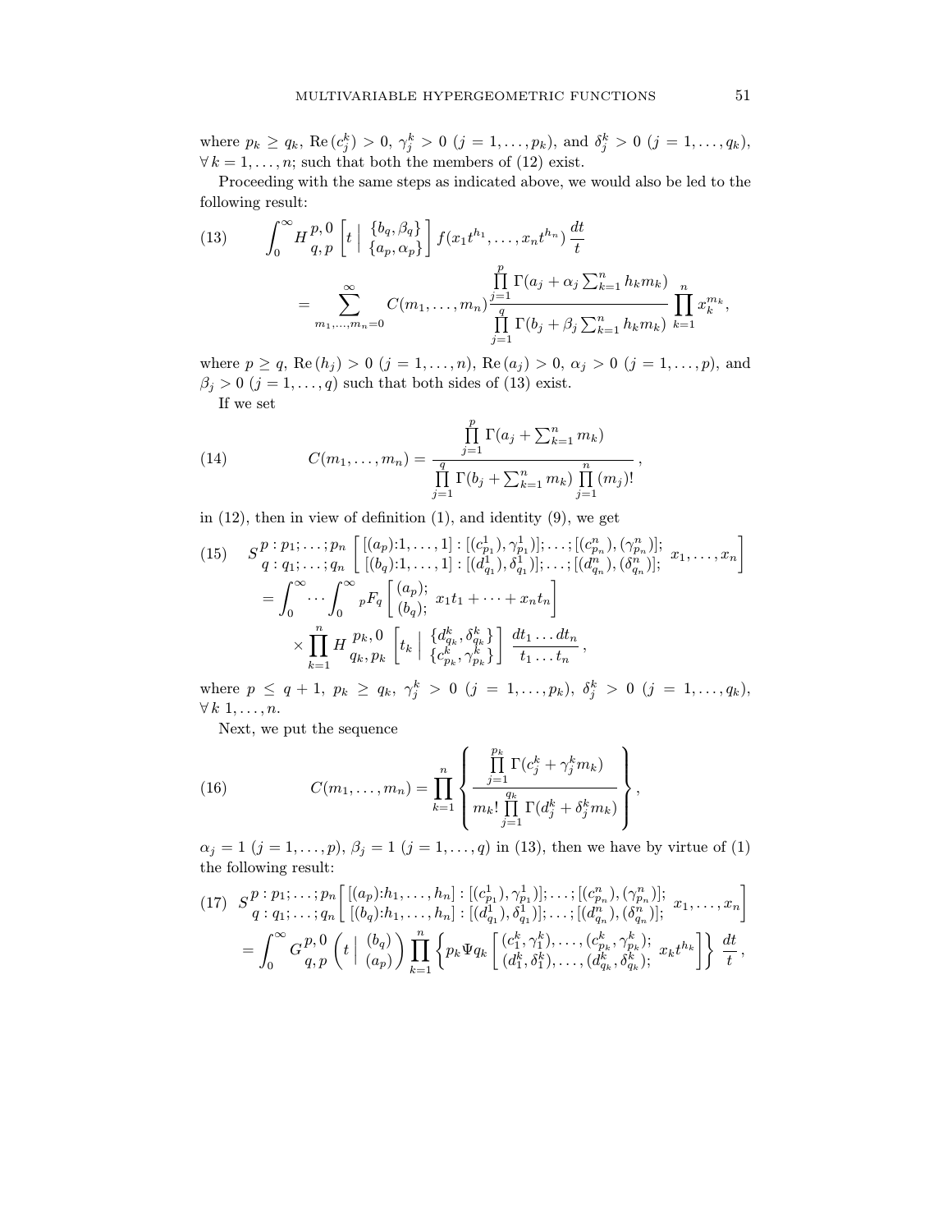where $p_k \geq q_k$, $\mathrm{Re}\,(c_j^k) > 0$, $\gamma_j^k > 0$ $(j = 1, \ldots, p_k)$, and $\delta_j^k > 0$ $(j = 1, \ldots, q_k)$, $\forall\, k = 1, \ldots, n$; such that both the members of (12) exist.

Proceeding with the same steps as indicated above, we would also be led to the following result:

$$
\begin{aligned}
(13) \qquad & \int_0^\infty H\,{}^{p,\,0}_{q,\,p}\left[t \;\middle|\; \begin{matrix}\{b_q, \beta_q\}\\ \{a_p, \alpha_p\}\end{matrix}\right] f(x_1 t^{h_1}, \ldots, x_n t^{h_n})\,\frac{dt}{t} \\
&= \sum_{m_1,\ldots,m_n=0}^{\infty} C(m_1, \ldots, m_n) \frac{\prod_{j=1}^{p} \Gamma(a_j + \alpha_j \sum_{k=1}^n h_k m_k)}{\prod_{j=1}^{q} \Gamma(b_j + \beta_j \sum_{k=1}^n h_k m_k)} \prod_{k=1}^{n} x_k^{m_k},
\end{aligned}
$$

where $p \geq q$, $\mathrm{Re}\,(h_j) > 0$ $(j = 1, \ldots, n)$, $\mathrm{Re}\,(a_j) > 0$, $\alpha_j > 0$ $(j = 1, \ldots, p)$, and $\beta_j > 0$ $(j = 1, \ldots, q)$ such that both sides of (13) exist.

If we set

$$
(14) \qquad C(m_1, \ldots, m_n) = \frac{\prod_{j=1}^{p} \Gamma(a_j + \sum_{k=1}^n m_k)}{\prod_{j=1}^{q} \Gamma(b_j + \sum_{k=1}^n m_k) \prod_{j=1}^{n} (m_j)!}\,,
$$

in (12), then in view of definition (1), and identity (9), we get

$$
\begin{aligned}
(15) \quad & S\,{}^{p\,:\,p_1;\,\ldots;\,p_n}_{q\,:\,q_1;\,\ldots;\,q_n}\left[\begin{matrix}[(a_p){:}1,\ldots,1] : [(c^1_{p_1}), \gamma^1_{p_1})]; \ldots; [(c^n_{p_n}), (\gamma^n_{p_n})];\\ [(b_q){:}1,\ldots,1] : [(d^1_{q_1}), \delta^1_{q_1})]; \ldots; [(d^n_{q_n}), (\delta^n_{q_n})];\end{matrix}\; x_1, \ldots, x_n\right] \\
&= \int_0^\infty \cdots \int_0^\infty {}_pF_q\left[\begin{matrix}(a_p);\\ (b_q);\end{matrix}\; x_1 t_1 + \cdots + x_n t_n\right] \\
&\quad \times \prod_{k=1}^{n} H\,{}^{p_k,\,0}_{q_k,\,p_k}\left[t_k \;\middle|\; \begin{matrix}\{d^k_{q_k}, \delta^k_{q_k}\}\\ \{c^k_{p_k}, \gamma^k_{p_k}\}\end{matrix}\right] \frac{dt_1 \ldots dt_n}{t_1 \ldots t_n}\,,
\end{aligned}
$$

where $p \leq q+1$, $p_k \geq q_k$, $\gamma_j^k > 0$ $(j = 1, \ldots, p_k)$, $\delta_j^k > 0$ $(j = 1, \ldots, q_k)$, $\forall\, k\; 1, \ldots, n$.

Next, we put the sequence

$$
(16) \qquad C(m_1, \ldots, m_n) = \prod_{k=1}^{n} \left\{ \frac{\prod_{j=1}^{p_k} \Gamma(c_j^k + \gamma_j^k m_k)}{m_k! \prod_{j=1}^{q_k} \Gamma(d_j^k + \delta_j^k m_k)} \right\},
$$

$\alpha_j = 1$ $(j = 1, \ldots, p)$, $\beta_j = 1$ $(j = 1, \ldots, q)$ in (13), then we have by virtue of (1) the following result:

$$
\begin{aligned}
(17) \quad & S\,{}^{p\,:\,p_1;\,\ldots;\,p_n}_{q\,:\,q_1;\,\ldots;\,q_n}\left[\begin{matrix}[(a_p){:}h_1,\ldots,h_n] : [(c^1_{p_1}), \gamma^1_{p_1})]; \ldots; [(c^n_{p_n}), (\gamma^n_{p_n})];\\ [(b_q){:}h_1,\ldots,h_n] : [(d^1_{q_1}), \delta^1_{q_1})]; \ldots; [(d^n_{q_n}), (\delta^n_{q_n})];\end{matrix}\; x_1, \ldots, x_n\right] \\
&= \int_0^\infty G\,{}^{p,\,0}_{q,\,p}\left(t \;\middle|\; \begin{matrix}(b_q)\\ (a_p)\end{matrix}\right) \prod_{k=1}^{n} \left\{ {}_{p_k}\Psi_{q_k}\left[\begin{matrix}(c_1^k, \gamma_1^k), \ldots, (c^k_{p_k}, \gamma^k_{p_k});\\ (d_1^k, \delta_1^k), \ldots, (d^k_{q_k}, \delta^k_{q_k});\end{matrix}\; x_k t^{h_k}\right]\right\} \frac{dt}{t}\,,
\end{aligned}
$$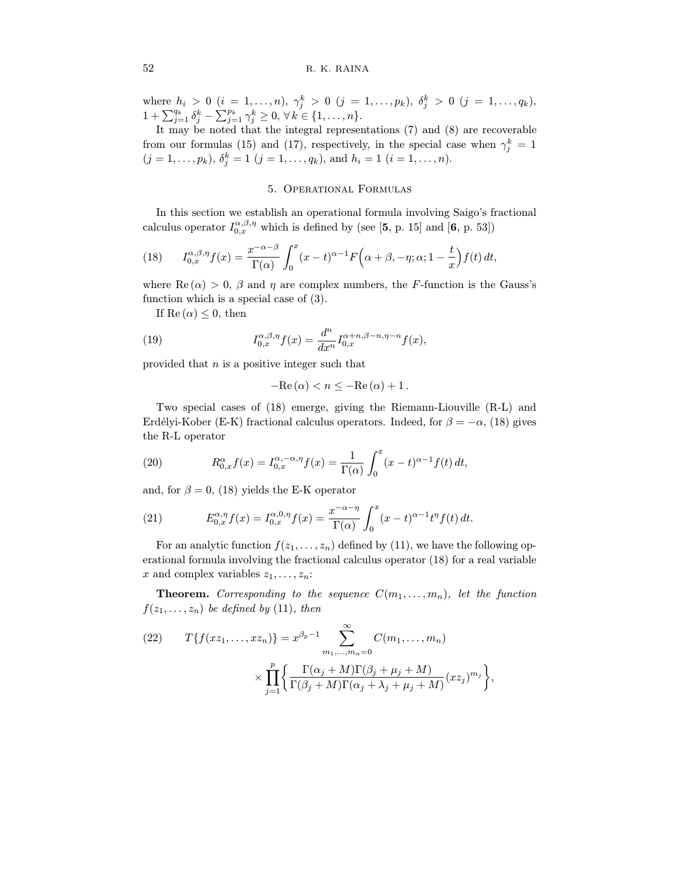where $h_i > 0$ $(i = 1, \ldots, n)$, $\gamma_j^k > 0$ $(j = 1, \ldots, p_k)$, $\delta_j^k > 0$ $(j = 1, \ldots, q_k)$, $1 + \sum_{j=1}^{q_k} \delta_j^k - \sum_{j=1}^{p_k} \gamma_j^k \geq 0$, $\forall\, k \in \{1, \ldots, n\}$.

It may be noted that the integral representations (7) and (8) are recoverable from our formulas (15) and (17), respectively, in the special case when $\gamma_j^k = 1$ $(j = 1, \ldots, p_k)$, $\delta_j^k = 1$ $(j = 1, \ldots, q_k)$, and $h_i = 1$ $(i = 1, \ldots, n)$.

## 5. Operational Formulas

In this section we establish an operational formula involving Saigo's fractional calculus operator $I_{0,x}^{\alpha,\beta,\eta}$ which is defined by (see [**5**, p. 15] and [**6**, p. 53])

$$
I_{0,x}^{\alpha,\beta,\eta} f(x) = \frac{x^{-\alpha-\beta}}{\Gamma(\alpha)} \int_0^x (x-t)^{\alpha-1} F\Big(\alpha+\beta, -\eta; \alpha; 1 - \frac{t}{x}\Big) f(t)\, dt, \tag{18}
$$

where $\operatorname{Re}(\alpha) > 0$, $\beta$ and $\eta$ are complex numbers, the $F$-function is the Gauss's function which is a special case of (3).

If $\operatorname{Re}(\alpha) \leq 0$, then

$$
I_{0,x}^{\alpha,\beta,\eta} f(x) = \frac{d^n}{dx^n} I_{0,x}^{\alpha+n,\beta-n,\eta-n} f(x), \tag{19}
$$

provided that $n$ is a positive integer such that

$$
-\operatorname{Re}(\alpha) < n \leq -\operatorname{Re}(\alpha) + 1\,.
$$

Two special cases of (18) emerge, giving the Riemann-Liouville (R-L) and Erdélyi-Kober (E-K) fractional calculus operators. Indeed, for $\beta = -\alpha$, (18) gives the R-L operator

$$
R_{0,x}^{\alpha} f(x) = I_{0,x}^{\alpha,-\alpha,\eta} f(x) = \frac{1}{\Gamma(\alpha)} \int_0^x (x-t)^{\alpha-1} f(t)\, dt, \tag{20}
$$

and, for $\beta = 0$, (18) yields the E-K operator

$$
E_{0,x}^{\alpha,\eta} f(x) = I_{0,x}^{\alpha,0,\eta} f(x) = \frac{x^{-\alpha-\eta}}{\Gamma(\alpha)} \int_0^x (x-t)^{\alpha-1} t^{\eta} f(t)\, dt. \tag{21}
$$

For an analytic function $f(z_1, \ldots, z_n)$ defined by (11), we have the following operational formula involving the fractional calculus operator (18) for a real variable $x$ and complex variables $z_1, \ldots, z_n$:

**Theorem.** *Corresponding to the sequence $C(m_1, \ldots, m_n)$, let the function $f(z_1, \ldots, z_n)$ be defined by (11), then*

$$
\begin{aligned}
T\{f(xz_1, \ldots, xz_n)\} = x^{\beta_p - 1} &\sum_{m_1, \ldots, m_n = 0}^{\infty} C(m_1, \ldots, m_n) \\
&\times \prod_{j=1}^{p} \bigg\{ \frac{\Gamma(\alpha_j + M)\Gamma(\beta_j + \mu_j + M)}{\Gamma(\beta_j + M)\Gamma(\alpha_j + \lambda_j + \mu_j + M)} (xz_j)^{m_j} \bigg\},
\end{aligned} \tag{22}
$$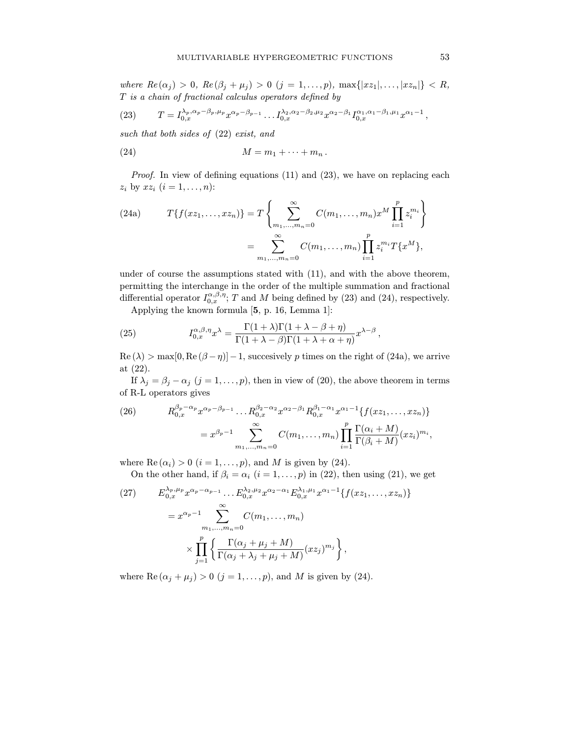*where* $Re(\alpha_j) > 0$, $Re(\beta_j + \mu_j) > 0$ $(j = 1, \ldots, p)$, $\max\{|xz_1|, \ldots, |xz_n|\} < R$, *$T$ is a chain of fractional calculus operators defined by*

$$T = I_{0,x}^{\lambda_p, \alpha_p - \beta_p, \mu_p} x^{\alpha_p - \beta_{p-1}} \ldots I_{0,x}^{\lambda_2, \alpha_2 - \beta_2, \mu_2} x^{\alpha_2 - \beta_1} I_{0,x}^{\alpha_1, \alpha_1 - \beta_1, \mu_1} x^{\alpha_1 - 1}, \tag{23}$$

*such that both sides of* (22) *exist, and*

$$M = m_1 + \cdots + m_n. \tag{24}$$

*Proof.* In view of defining equations (11) and (23), we have on replacing each $z_i$ by $xz_i$ $(i = 1, \ldots, n)$:

$$\begin{aligned} T\{f(xz_1, \ldots, xz_n)\} &= T\left\{\sum_{m_1, \ldots, m_n = 0}^{\infty} C(m_1, \ldots, m_n) x^M \prod_{i=1}^{p} z_i^{m_i}\right\} \\ &= \sum_{m_1, \ldots, m_n = 0}^{\infty} C(m_1, \ldots, m_n) \prod_{i=1}^{p} z_i^{m_i} T\{x^M\}, \end{aligned} \tag{24a}$$

under of course the assumptions stated with (11), and with the above theorem, permitting the interchange in the order of the multiple summation and fractional differential operator $I_{0,x}^{\alpha,\beta,\eta}$; $T$ and $M$ being defined by (23) and (24), respectively.

Applying the known formula [**5**, p. 16, Lemma 1]:

$$I_{0,x}^{\alpha,\beta,\eta} x^{\lambda} = \frac{\Gamma(1+\lambda)\Gamma(1+\lambda-\beta+\eta)}{\Gamma(1+\lambda-\beta)\Gamma(1+\lambda+\alpha+\eta)} x^{\lambda-\beta}, \tag{25}$$

$\mathrm{Re}\,(\lambda) > \max[0, \mathrm{Re}\,(\beta - \eta)] - 1$, succesively $p$ times on the right of (24a), we arrive at (22).

If $\lambda_j = \beta_j - \alpha_j$ $(j = 1, \ldots, p)$, then in view of (20), the above theorem in terms of R-L operators gives

$$\begin{aligned} &R_{0,x}^{\beta_p - \alpha_p} x^{\alpha_p - \beta_{p-1}} \ldots R_{0,x}^{\beta_2 - \alpha_2} x^{\alpha_2 - \beta_1} R_{0,x}^{\beta_1 - \alpha_1} x^{\alpha_1 - 1}\{f(xz_1, \ldots, xz_n)\} \\ &\qquad = x^{\beta_p - 1} \sum_{m_1, \ldots, m_n = 0}^{\infty} C(m_1, \ldots, m_n) \prod_{i=1}^{p} \frac{\Gamma(\alpha_i + M)}{\Gamma(\beta_i + M)} (xz_i)^{m_i}, \end{aligned} \tag{26}$$

where $\mathrm{Re}\,(\alpha_i) > 0$ $(i = 1, \ldots, p)$, and $M$ is given by (24).

On the other hand, if $\beta_i = \alpha_i$ $(i = 1, \ldots, p)$ in (22), then using (21), we get

$$\begin{aligned} &E_{0,x}^{\lambda_p, \mu_p} x^{\alpha_p - \alpha_{p-1}} \ldots E_{0,x}^{\lambda_2, \mu_2} x^{\alpha_2 - \alpha_1} E_{0,x}^{\lambda_1, \mu_1} x^{\alpha_1 - 1}\{f(xz_1, \ldots, xz_n)\} \\ &\quad = x^{\alpha_p - 1} \sum_{m_1, \ldots, m_n = 0}^{\infty} C(m_1, \ldots, m_n) \\ &\qquad \times \prod_{j=1}^{p} \left\{\frac{\Gamma(\alpha_j + \mu_j + M)}{\Gamma(\alpha_j + \lambda_j + \mu_j + M)} (xz_j)^{m_j}\right\}, \end{aligned} \tag{27}$$

where $\mathrm{Re}\,(\alpha_j + \mu_j) > 0$ $(j = 1, \ldots, p)$, and $M$ is given by (24).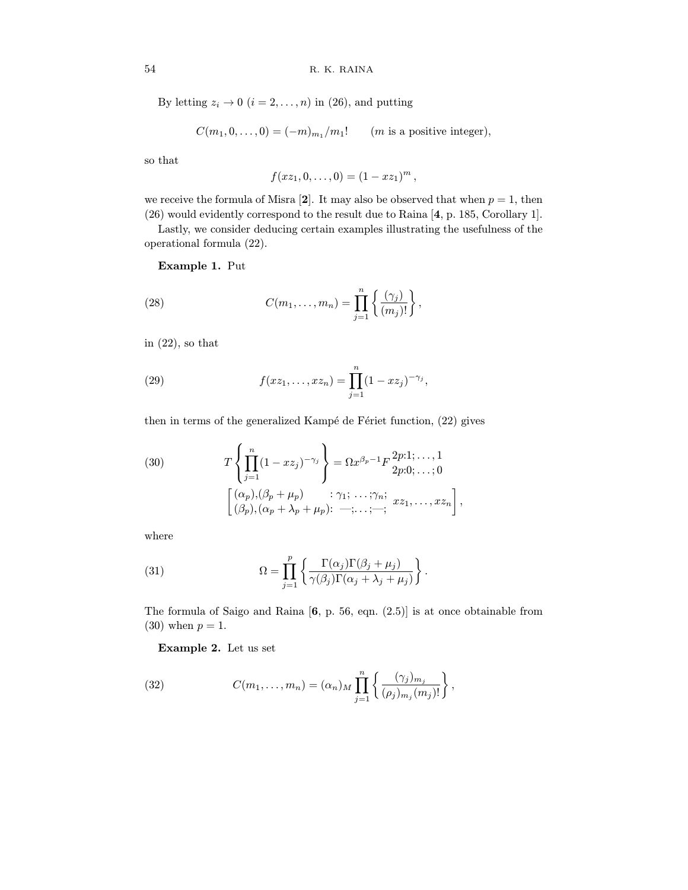By letting $z_i \to 0$ $(i = 2, \ldots, n)$ in (26), and putting

$$C(m_1, 0, \ldots, 0) = (-m)_{m_1}/m_1! \qquad (m \text{ is a positive integer}),$$

so that

$$f(xz_1, 0, \ldots, 0) = (1 - xz_1)^m\,,$$

we receive the formula of Misra [**2**]. It may also be observed that when $p = 1$, then (26) would evidently correspond to the result due to Raina [**4**, p. 185, Corollary 1].

Lastly, we consider deducing certain examples illustrating the usefulness of the operational formula (22).

**Example 1.** Put

$$C(m_1, \ldots, m_n) = \prod_{j=1}^{n} \left\{ \frac{(\gamma_j)}{(m_j)!} \right\}, \tag{28}$$

in (22), so that

$$f(xz_1, \ldots, xz_n) = \prod_{j=1}^{n} (1 - xz_j)^{-\gamma_j}, \tag{29}$$

then in terms of the generalized Kampé de Fériet function, (22) gives

$$T\left\{ \prod_{j=1}^{n} (1 - xz_j)^{-\gamma_j} \right\} = \Omega x^{\beta_p - 1} F^{\,2p:1;\ldots,1}_{\,2p:0;\ldots;0} \left[ \begin{matrix} (\alpha_p),(\beta_p+\mu_p) & :\gamma_1;\ \ldots;\gamma_n; \\ (\beta_p),(\alpha_p+\lambda_p+\mu_p): & —;\ldots;—; \end{matrix}\ xz_1, \ldots, xz_n \right], \tag{30}$$

where

$$\Omega = \prod_{j=1}^{p} \left\{ \frac{\Gamma(\alpha_j)\Gamma(\beta_j + \mu_j)}{\gamma(\beta_j)\Gamma(\alpha_j + \lambda_j + \mu_j)} \right\}. \tag{31}$$

The formula of Saigo and Raina [**6**, p. 56, eqn. (2.5)] is at once obtainable from (30) when $p = 1$.

**Example 2.** Let us set

$$C(m_1, \ldots, m_n) = (\alpha_n)_M \prod_{j=1}^{n} \left\{ \frac{(\gamma_j)_{m_j}}{(\rho_j)_{m_j}(m_j)!} \right\}, \tag{32}$$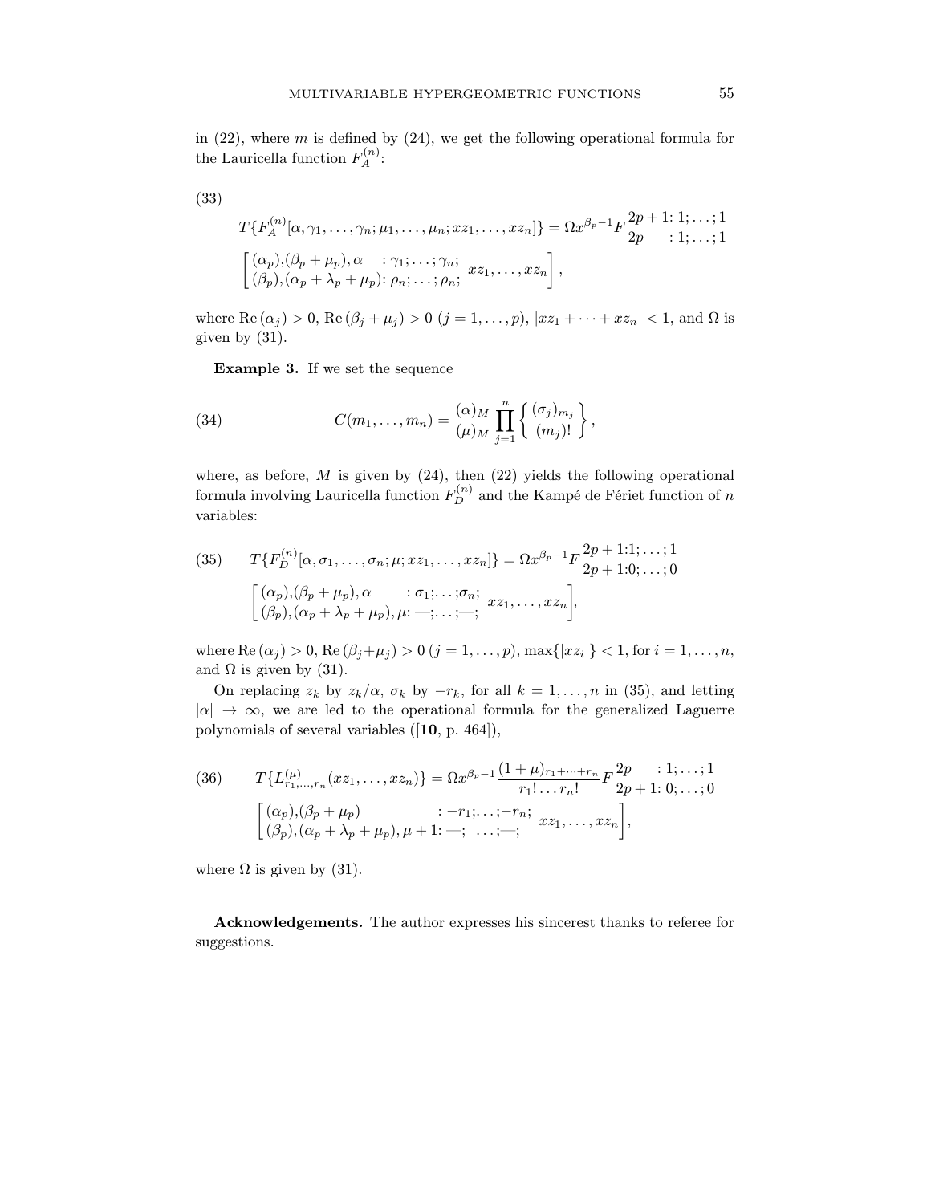in (22), where $m$ is defined by (24), we get the following operational formula for the Lauricella function $F_A^{(n)}$:

(33)

$$T\{F_A^{(n)}[\alpha,\gamma_1,\dots,\gamma_n;\mu_1,\dots,\mu_n;xz_1,\dots,xz_n]\} = \Omega x^{\beta_p-1} F\,{}^{2p+1:\,1;\dots;1}_{2p\quad\;\;:\,1;\dots;1}$$

$$\left[\begin{matrix}(\alpha_p),(\beta_p+\mu_p),\alpha & :\gamma_1;\dots;\gamma_n;\\ (\beta_p),(\alpha_p+\lambda_p+\mu_p): & \rho_n;\dots;\rho_n;\end{matrix}\; xz_1,\dots,xz_n\right],$$

where $\mathrm{Re}\,(\alpha_j) > 0$, $\mathrm{Re}\,(\beta_j+\mu_j) > 0$ $(j = 1,\dots,p)$, $|xz_1+\dots+xz_n| < 1$, and $\Omega$ is given by (31).

**Example 3.** If we set the sequence

$$C(m_1,\dots,m_n) = \frac{(\alpha)_M}{(\mu)_M}\prod_{j=1}^{n}\left\{\frac{(\sigma_j)_{m_j}}{(m_j)!}\right\}, \tag{34}$$

where, as before, $M$ is given by (24), then (22) yields the following operational formula involving Lauricella function $F_D^{(n)}$ and the Kampé de Fériet function of $n$ variables:

$$T\{F_D^{(n)}[\alpha,\sigma_1,\dots,\sigma_n;\mu;xz_1,\dots,xz_n]\} = \Omega x^{\beta_p-1} F\,{}^{2p+1:1;\dots;1}_{2p+1:0;\dots;0} \tag{35}$$

$$\left[\begin{matrix}(\alpha_p),(\beta_p+\mu_p),\alpha & :\sigma_1;\dots;\sigma_n;\\ (\beta_p),(\alpha_p+\lambda_p+\mu_p),\mu: & —;\dots;—;\end{matrix}\; xz_1,\dots,xz_n\right],$$

where $\mathrm{Re}\,(\alpha_j) > 0$, $\mathrm{Re}\,(\beta_j+\mu_j) > 0$ $(j = 1,\dots,p)$, $\max\{|xz_i|\} < 1$, for $i = 1,\dots,n$, and $\Omega$ is given by (31).

On replacing $z_k$ by $z_k/\alpha$, $\sigma_k$ by $-r_k$, for all $k = 1,\dots,n$ in (35), and letting $|\alpha| \to \infty$, we are led to the operational formula for the generalized Laguerre polynomials of several variables ([**10**, p. 464]),

$$T\{L^{(\mu)}_{r_1,\dots,r_n}(xz_1,\dots,xz_n)\} = \Omega x^{\beta_p-1}\frac{(1+\mu)_{r_1+\dots+r_n}}{r_1!\dots r_n!} F\,{}^{2p\quad\;\;:\,1;\dots;1}_{2p+1:\,0;\dots;0} \tag{36}$$

$$\left[\begin{matrix}(\alpha_p),(\beta_p+\mu_p) & :-r_1;\dots;-r_n;\\ (\beta_p),(\alpha_p+\lambda_p+\mu_p),\mu+1: & —;\;\dots;—;\end{matrix}\; xz_1,\dots,xz_n\right],$$

where $\Omega$ is given by (31).

**Acknowledgements.** The author expresses his sincerest thanks to referee for suggestions.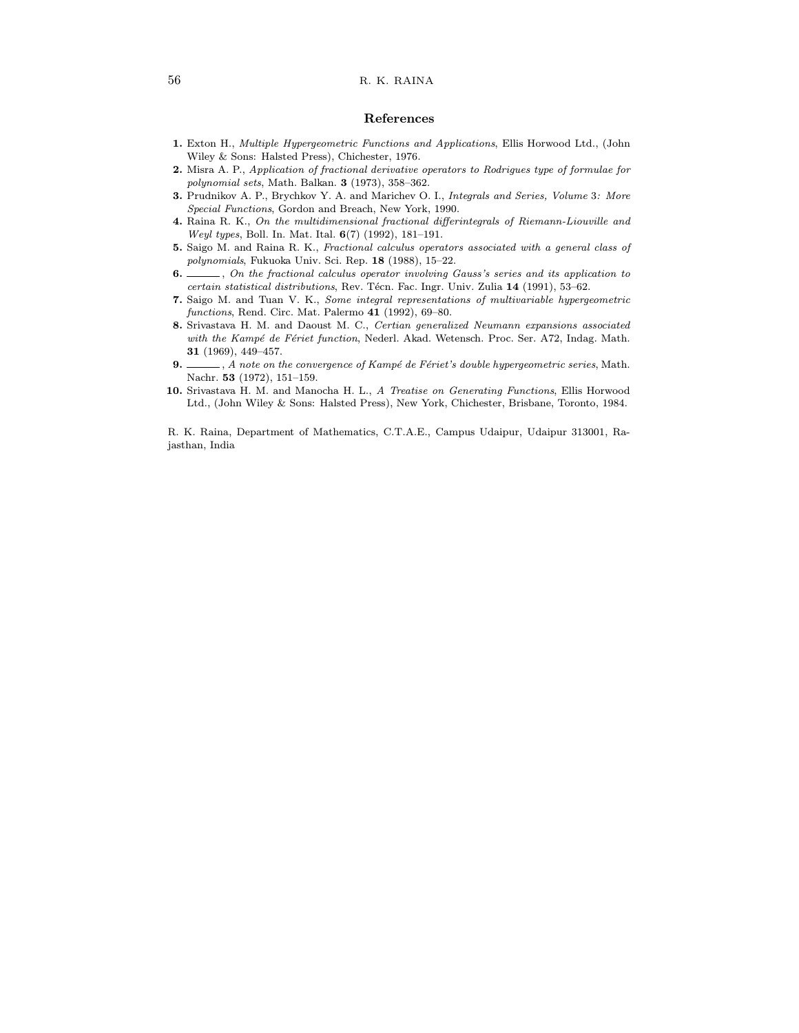## References

1. Exton H., *Multiple Hypergeometric Functions and Applications*, Ellis Horwood Ltd., (John Wiley & Sons: Halsted Press), Chichester, 1976.
2. Misra A. P., *Application of fractional derivative operators to Rodrigues type of formulae for polynomial sets*, Math. Balkan. **3** (1973), 358–362.
3. Prudnikov A. P., Brychkov Y. A. and Marichev O. I., *Integrals and Series, Volume* 3*: More Special Functions*, Gordon and Breach, New York, 1990.
4. Raina R. K., *On the multidimensional fractional differintegrals of Riemann-Liouville and Weyl types*, Boll. In. Mat. Ital. **6**(7) (1992), 181–191.
5. Saigo M. and Raina R. K., *Fractional calculus operators associated with a general class of polynomials*, Fukuoka Univ. Sci. Rep. **18** (1988), 15–22.
6. ______, *On the fractional calculus operator involving Gauss's series and its application to certain statistical distributions*, Rev. Técn. Fac. Ingr. Univ. Zulia **14** (1991), 53–62.
7. Saigo M. and Tuan V. K., *Some integral representations of multivariable hypergeometric functions*, Rend. Circ. Mat. Palermo **41** (1992), 69–80.
8. Srivastava H. M. and Daoust M. C., *Certian generalized Neumann expansions associated with the Kampé de Fériet function*, Nederl. Akad. Wetensch. Proc. Ser. A72, Indag. Math. **31** (1969), 449–457.
9. ______, *A note on the convergence of Kampé de Fériet's double hypergeometric series*, Math. Nachr. **53** (1972), 151–159.
10. Srivastava H. M. and Manocha H. L., *A Treatise on Generating Functions*, Ellis Horwood Ltd., (John Wiley & Sons: Halsted Press), New York, Chichester, Brisbane, Toronto, 1984.

R. K. Raina, Department of Mathematics, C.T.A.E., Campus Udaipur, Udaipur 313001, Rajasthan, India